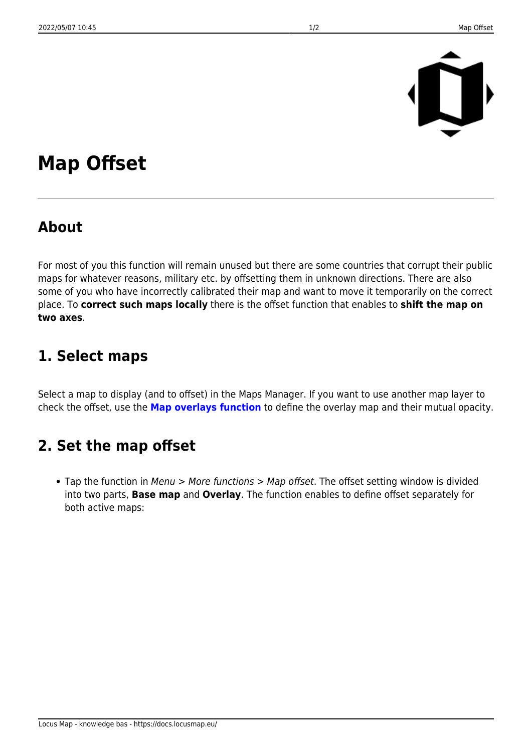# Map Offset

## About

For most of you this function will remain unused but there are some countries that corrupt their public maps for whatever reasons, military etc. by offsetting them in unknown directions. There are also some of you who have incorrectly calibrated their map and want to move it temporarily on the correct place. To **correct such maps locally** there is the offset function that enables to **shift the map on two axes**.

## 1. Select maps

Select a map to display (and to offset) in the Maps Manager. If you want to use another map layer to check the offset, use the **Map overlays function** to define the overlay map and their mutual opacity.

## 2. Set the map offset

- Tap the function in *Menu* > *More functions* > *Map offset*. The offset setting window is divided into two parts, **Base map** and **Overlay**. The function enables to define offset separately for both active maps: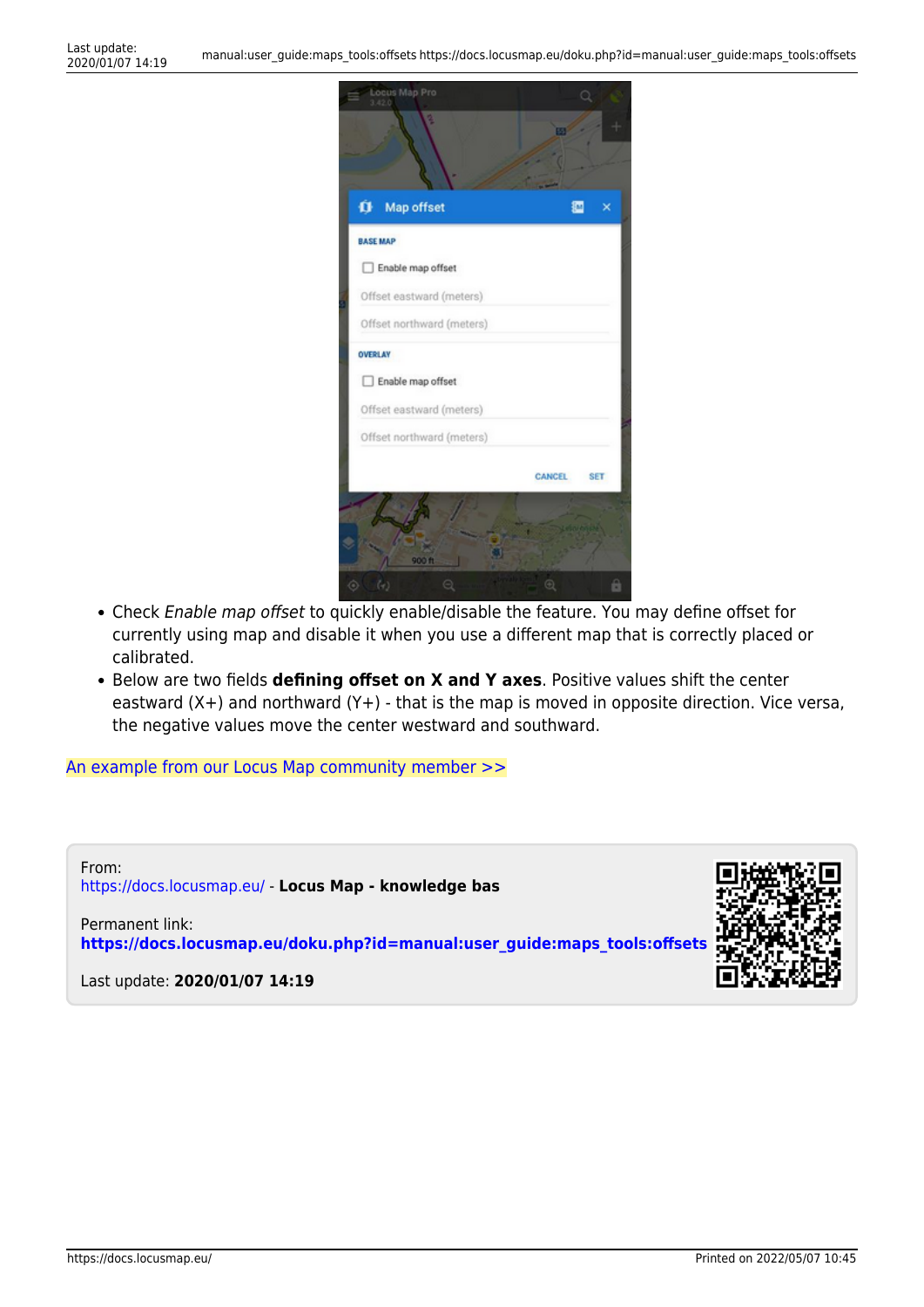- Check *Enable map offset* to quickly enable/disable the feature. You may define offset for currently using map and disable it when you use a different map that is correctly placed or calibrated.
- Below are two fields **defining offset on X and Y axes**. Positive values shift the center eastward (X+) and northward (Y+) - that is the map is moved in opposite direction. Vice versa, the negative values move the center westward and southward.

An example from our Locus Map community member >>

From:
https://docs.locusmap.eu/ - **Locus Map - knowledge bas**

Permanent link:
**https://docs.locusmap.eu/doku.php?id=manual:user_guide:maps_tools:offsets**

Last update: **2020/01/07 14:19**